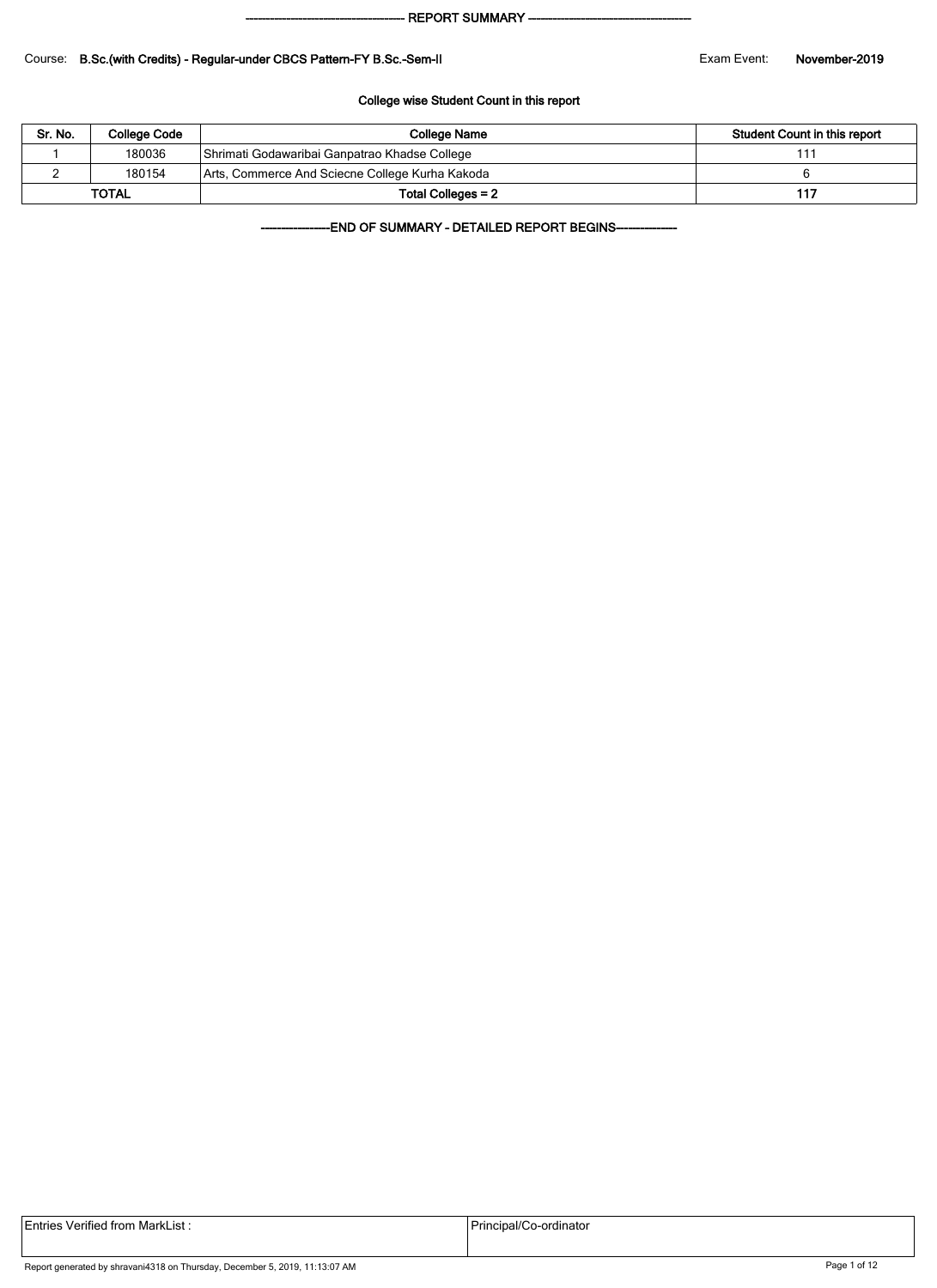------------------------------------------ REPORT SUMMARY ------------------------------------------

Course: **B.Sc.(with Credits) - Regular-under CBCS Pattern-FY B.Sc.-Sem-II**

Exam Event: **November-2019**

**College wise Student Count in this report**

| Sr. No. | College Code | College Name | Student Count in this report |
|---|---|---|---|
| 1 | 180036 | Shrimati Godawaribai Ganpatrao Khadse College | 111 |
| 2 | 180154 | Arts, Commerce And Sciecne College Kurha Kakoda | 6 |
| **TOTAL** | | **Total Colleges = 2** | **117** |

------------------END OF SUMMARY - DETAILED REPORT BEGINS----------------

| Entries Verified from MarkList : | Principal/Co-ordinator |
|---|---|

Report generated by shravani4318 on Thursday, December 5, 2019, 11:13:07 AM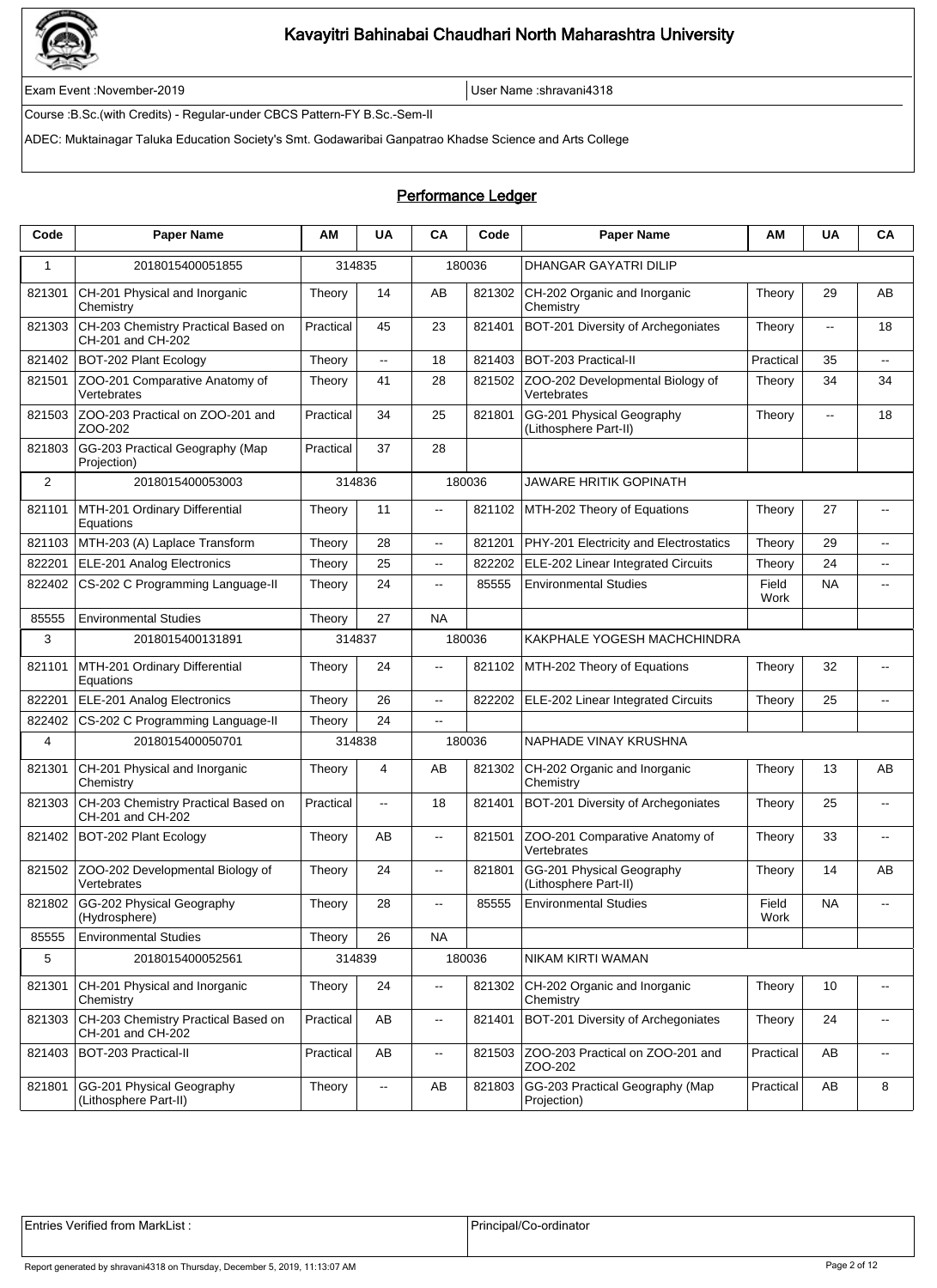# Kavayitri Bahinabai Chaudhari North Maharashtra University

Exam Event :November-2019 | User Name :shravani4318

Course :B.Sc.(with Credits) - Regular-under CBCS Pattern-FY B.Sc.-Sem-II

ADEC: Muktainagar Taluka Education Society's Smt. Godawaribai Ganpatrao Khadse Science and Arts College

## Performance Ledger

| Code | Paper Name | AM | UA | CA | Code | Paper Name | AM | UA | CA |
|---|---|---|---|---|---|---|---|---|---|
| 1 | 2018015400051855 | 314835 | | 180036 | | DHANGAR GAYATRI DILIP | | | |
| 821301 | CH-201 Physical and Inorganic Chemistry | Theory | 14 | AB | 821302 | CH-202 Organic and Inorganic Chemistry | Theory | 29 | AB |
| 821303 | CH-203 Chemistry Practical Based on CH-201 and CH-202 | Practical | 45 | 23 | 821401 | BOT-201 Diversity of Archegoniates | Theory | -- | 18 |
| 821402 | BOT-202 Plant Ecology | Theory | -- | 18 | 821403 | BOT-203 Practical-II | Practical | 35 | -- |
| 821501 | ZOO-201 Comparative Anatomy of Vertebrates | Theory | 41 | 28 | 821502 | ZOO-202 Developmental Biology of Vertebrates | Theory | 34 | 34 |
| 821503 | ZOO-203 Practical on ZOO-201 and ZOO-202 | Practical | 34 | 25 | 821801 | GG-201 Physical Geography (Lithosphere Part-II) | Theory | -- | 18 |
| 821803 | GG-203 Practical Geography (Map Projection) | Practical | 37 | 28 | | | | | |
| 2 | 2018015400053003 | 314836 | | 180036 | | JAWARE HRITIK GOPINATH | | | |
| 821101 | MTH-201 Ordinary Differential Equations | Theory | 11 | -- | 821102 | MTH-202 Theory of Equations | Theory | 27 | -- |
| 821103 | MTH-203 (A) Laplace Transform | Theory | 28 | -- | 821201 | PHY-201 Electricity and Electrostatics | Theory | 29 | -- |
| 822201 | ELE-201 Analog Electronics | Theory | 25 | -- | 822202 | ELE-202 Linear Integrated Circuits | Theory | 24 | -- |
| 822402 | CS-202 C Programming Language-II | Theory | 24 | -- | 85555 | Environmental Studies | Field Work | NA | -- |
| 85555 | Environmental Studies | Theory | 27 | NA | | | | | |
| 3 | 2018015400131891 | 314837 | | 180036 | | KAKPHALE YOGESH MACHCHINDRA | | | |
| 821101 | MTH-201 Ordinary Differential Equations | Theory | 24 | -- | 821102 | MTH-202 Theory of Equations | Theory | 32 | -- |
| 822201 | ELE-201 Analog Electronics | Theory | 26 | -- | 822202 | ELE-202 Linear Integrated Circuits | Theory | 25 | -- |
| 822402 | CS-202 C Programming Language-II | Theory | 24 | -- | | | | | |
| 4 | 2018015400050701 | 314838 | | 180036 | | NAPHADE VINAY KRUSHNA | | | |
| 821301 | CH-201 Physical and Inorganic Chemistry | Theory | 4 | AB | 821302 | CH-202 Organic and Inorganic Chemistry | Theory | 13 | AB |
| 821303 | CH-203 Chemistry Practical Based on CH-201 and CH-202 | Practical | -- | 18 | 821401 | BOT-201 Diversity of Archegoniates | Theory | 25 | -- |
| 821402 | BOT-202 Plant Ecology | Theory | AB | -- | 821501 | ZOO-201 Comparative Anatomy of Vertebrates | Theory | 33 | -- |
| 821502 | ZOO-202 Developmental Biology of Vertebrates | Theory | 24 | -- | 821801 | GG-201 Physical Geography (Lithosphere Part-II) | Theory | 14 | AB |
| 821802 | GG-202 Physical Geography (Hydrosphere) | Theory | 28 | -- | 85555 | Environmental Studies | Field Work | NA | -- |
| 85555 | Environmental Studies | Theory | 26 | NA | | | | | |
| 5 | 2018015400052561 | 314839 | | 180036 | | NIKAM KIRTI WAMAN | | | |
| 821301 | CH-201 Physical and Inorganic Chemistry | Theory | 24 | -- | 821302 | CH-202 Organic and Inorganic Chemistry | Theory | 10 | -- |
| 821303 | CH-203 Chemistry Practical Based on CH-201 and CH-202 | Practical | AB | -- | 821401 | BOT-201 Diversity of Archegoniates | Theory | 24 | -- |
| 821403 | BOT-203 Practical-II | Practical | AB | -- | 821503 | ZOO-203 Practical on ZOO-201 and ZOO-202 | Practical | AB | -- |
| 821801 | GG-201 Physical Geography (Lithosphere Part-II) | Theory | -- | AB | 821803 | GG-203 Practical Geography (Map Projection) | Practical | AB | 8 |

| Entries Verified from MarkList : | Principal/Co-ordinator |
|---|---|

Report generated by shravani4318 on Thursday, December 5, 2019, 11:13:07 AM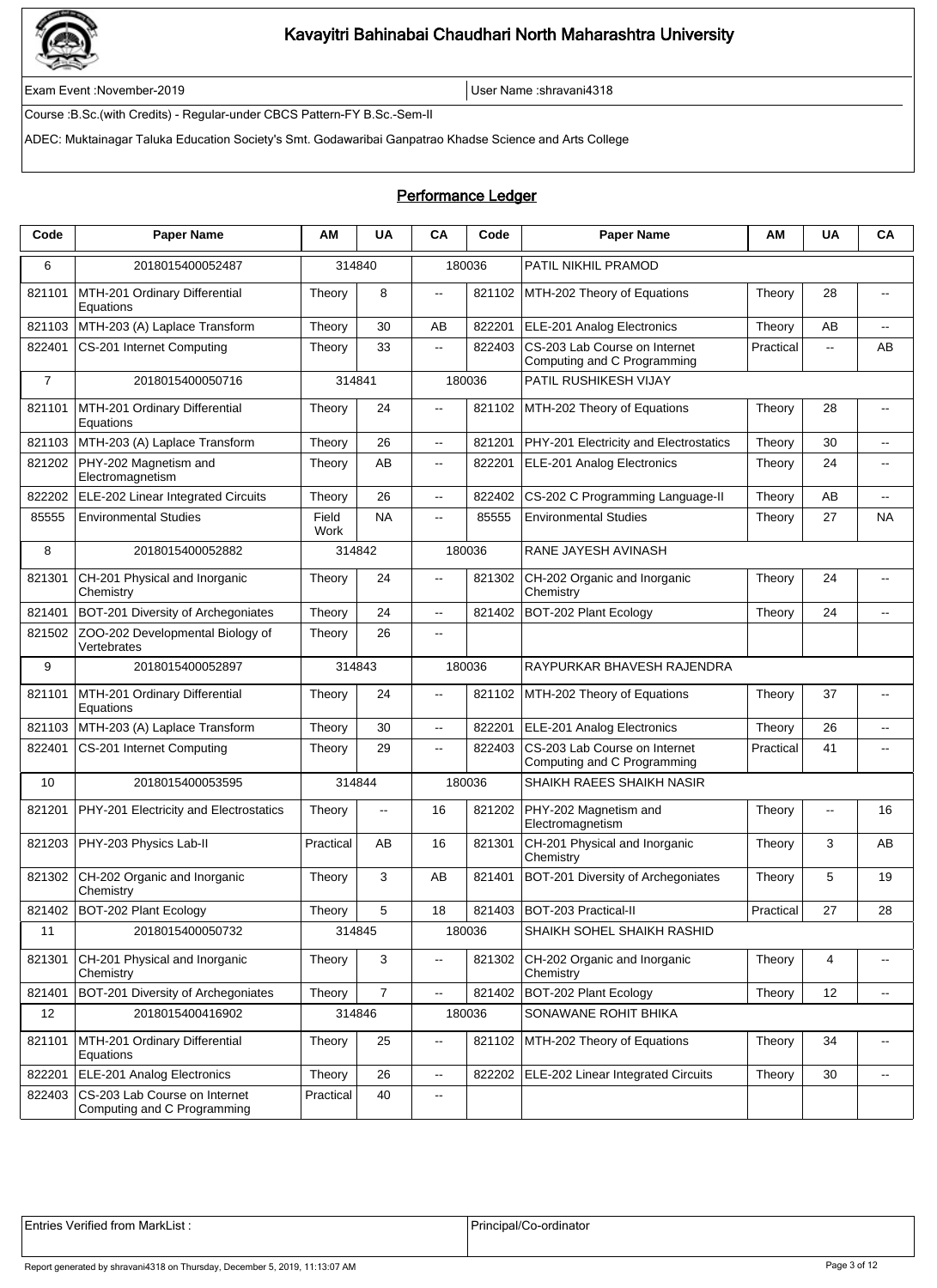# Kavayitri Bahinabai Chaudhari North Maharashtra University

Exam Event :November-2019 | User Name :shravani4318

Course :B.Sc.(with Credits) - Regular-under CBCS Pattern-FY B.Sc.-Sem-II

ADEC: Muktainagar Taluka Education Society's Smt. Godawaribai Ganpatrao Khadse Science and Arts College

## Performance Ledger

| Code | Paper Name | AM | UA | CA | Code | Paper Name | AM | UA | CA |
|---|---|---|---|---|---|---|---|---|---|
| 6 | 2018015400052487 | 314840 | | 180036 | | PATIL NIKHIL PRAMOD | | | |
| 821101 | MTH-201 Ordinary Differential Equations | Theory | 8 | -- | 821102 | MTH-202 Theory of Equations | Theory | 28 | -- |
| 821103 | MTH-203 (A) Laplace Transform | Theory | 30 | AB | 822201 | ELE-201 Analog Electronics | Theory | AB | -- |
| 822401 | CS-201 Internet Computing | Theory | 33 | -- | 822403 | CS-203 Lab Course on Internet Computing and C Programming | Practical | -- | AB |
| 7 | 2018015400050716 | 314841 | | 180036 | | PATIL RUSHIKESH VIJAY | | | |
| 821101 | MTH-201 Ordinary Differential Equations | Theory | 24 | -- | 821102 | MTH-202 Theory of Equations | Theory | 28 | -- |
| 821103 | MTH-203 (A) Laplace Transform | Theory | 26 | -- | 821201 | PHY-201 Electricity and Electrostatics | Theory | 30 | -- |
| 821202 | PHY-202 Magnetism and Electromagnetism | Theory | AB | -- | 822201 | ELE-201 Analog Electronics | Theory | 24 | -- |
| 822202 | ELE-202 Linear Integrated Circuits | Theory | 26 | -- | 822402 | CS-202 C Programming Language-II | Theory | AB | -- |
| 85555 | Environmental Studies | Field Work | NA | -- | 85555 | Environmental Studies | Theory | 27 | NA |
| 8 | 2018015400052882 | 314842 | | 180036 | | RANE JAYESH AVINASH | | | |
| 821301 | CH-201 Physical and Inorganic Chemistry | Theory | 24 | -- | 821302 | CH-202 Organic and Inorganic Chemistry | Theory | 24 | -- |
| 821401 | BOT-201 Diversity of Archegoniates | Theory | 24 | -- | 821402 | BOT-202 Plant Ecology | Theory | 24 | -- |
| 821502 | ZOO-202 Developmental Biology of Vertebrates | Theory | 26 | -- | | | | | |
| 9 | 2018015400052897 | 314843 | | 180036 | | RAYPURKAR BHAVESH RAJENDRA | | | |
| 821101 | MTH-201 Ordinary Differential Equations | Theory | 24 | -- | 821102 | MTH-202 Theory of Equations | Theory | 37 | -- |
| 821103 | MTH-203 (A) Laplace Transform | Theory | 30 | -- | 822201 | ELE-201 Analog Electronics | Theory | 26 | -- |
| 822401 | CS-201 Internet Computing | Theory | 29 | -- | 822403 | CS-203 Lab Course on Internet Computing and C Programming | Practical | 41 | -- |
| 10 | 2018015400053595 | 314844 | | 180036 | | SHAIKH RAEES SHAIKH NASIR | | | |
| 821201 | PHY-201 Electricity and Electrostatics | Theory | -- | 16 | 821202 | PHY-202 Magnetism and Electromagnetism | Theory | -- | 16 |
| 821203 | PHY-203 Physics Lab-II | Practical | AB | 16 | 821301 | CH-201 Physical and Inorganic Chemistry | Theory | 3 | AB |
| 821302 | CH-202 Organic and Inorganic Chemistry | Theory | 3 | AB | 821401 | BOT-201 Diversity of Archegoniates | Theory | 5 | 19 |
| 821402 | BOT-202 Plant Ecology | Theory | 5 | 18 | 821403 | BOT-203 Practical-II | Practical | 27 | 28 |
| 11 | 2018015400050732 | 314845 | | 180036 | | SHAIKH SOHEL SHAIKH RASHID | | | |
| 821301 | CH-201 Physical and Inorganic Chemistry | Theory | 3 | -- | 821302 | CH-202 Organic and Inorganic Chemistry | Theory | 4 | -- |
| 821401 | BOT-201 Diversity of Archegoniates | Theory | 7 | -- | 821402 | BOT-202 Plant Ecology | Theory | 12 | -- |
| 12 | 2018015400416902 | 314846 | | 180036 | | SONAWANE ROHIT BHIKA | | | |
| 821101 | MTH-201 Ordinary Differential Equations | Theory | 25 | -- | 821102 | MTH-202 Theory of Equations | Theory | 34 | -- |
| 822201 | ELE-201 Analog Electronics | Theory | 26 | -- | 822202 | ELE-202 Linear Integrated Circuits | Theory | 30 | -- |
| 822403 | CS-203 Lab Course on Internet Computing and C Programming | Practical | 40 | -- | | | | | |

Entries Verified from MarkList : | Principal/Co-ordinator

Report generated by shravani4318 on Thursday, December 5, 2019, 11:13:07 AM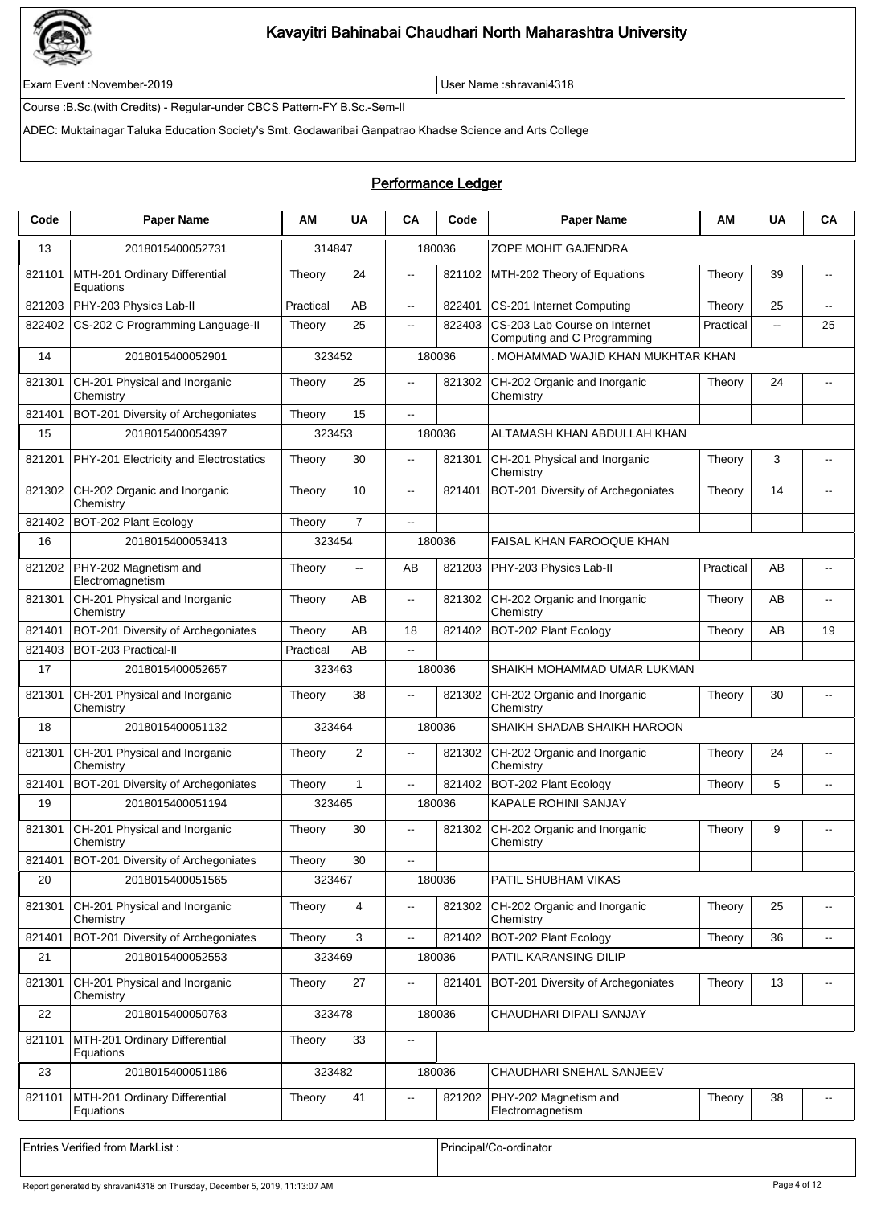# Kavayitri Bahinabai Chaudhari North Maharashtra University

Exam Event :November-2019 | User Name :shravani4318

Course :B.Sc.(with Credits) - Regular-under CBCS Pattern-FY B.Sc.-Sem-II

ADEC: Muktainagar Taluka Education Society's Smt. Godawaribai Ganpatrao Khadse Science and Arts College

## Performance Ledger

| Code | Paper Name | AM | UA | CA | Code | Paper Name | AM | UA | CA |
|---|---|---|---|---|---|---|---|---|---|
| 13 | 2018015400052731 | 314847 | | 180036 | | ZOPE MOHIT GAJENDRA | | | |
| 821101 | MTH-201 Ordinary Differential Equations | Theory | 24 | -- | 821102 | MTH-202 Theory of Equations | Theory | 39 | -- |
| 821203 | PHY-203 Physics Lab-II | Practical | AB | -- | 822401 | CS-201 Internet Computing | Theory | 25 | -- |
| 822402 | CS-202 C Programming Language-II | Theory | 25 | -- | 822403 | CS-203 Lab Course on Internet Computing and C Programming | Practical | -- | 25 |
| 14 | 2018015400052901 | 323452 | | 180036 | | . MOHAMMAD WAJID KHAN MUKHTAR KHAN | | | |
| 821301 | CH-201 Physical and Inorganic Chemistry | Theory | 25 | -- | 821302 | CH-202 Organic and Inorganic Chemistry | Theory | 24 | -- |
| 821401 | BOT-201 Diversity of Archegoniates | Theory | 15 | -- | | | | | |
| 15 | 2018015400054397 | 323453 | | 180036 | | ALTAMASH KHAN ABDULLAH KHAN | | | |
| 821201 | PHY-201 Electricity and Electrostatics | Theory | 30 | -- | 821301 | CH-201 Physical and Inorganic Chemistry | Theory | 3 | -- |
| 821302 | CH-202 Organic and Inorganic Chemistry | Theory | 10 | -- | 821401 | BOT-201 Diversity of Archegoniates | Theory | 14 | -- |
| 821402 | BOT-202 Plant Ecology | Theory | 7 | -- | | | | | |
| 16 | 2018015400053413 | 323454 | | 180036 | | FAISAL KHAN FAROOQUE KHAN | | | |
| 821202 | PHY-202 Magnetism and Electromagnetism | Theory | -- | AB | 821203 | PHY-203 Physics Lab-II | Practical | AB | -- |
| 821301 | CH-201 Physical and Inorganic Chemistry | Theory | AB | -- | 821302 | CH-202 Organic and Inorganic Chemistry | Theory | AB | -- |
| 821401 | BOT-201 Diversity of Archegoniates | Theory | AB | 18 | 821402 | BOT-202 Plant Ecology | Theory | AB | 19 |
| 821403 | BOT-203 Practical-II | Practical | AB | -- | | | | | |
| 17 | 2018015400052657 | 323463 | | 180036 | | SHAIKH MOHAMMAD UMAR LUKMAN | | | |
| 821301 | CH-201 Physical and Inorganic Chemistry | Theory | 38 | -- | 821302 | CH-202 Organic and Inorganic Chemistry | Theory | 30 | -- |
| 18 | 2018015400051132 | 323464 | | 180036 | | SHAIKH SHADAB SHAIKH HAROON | | | |
| 821301 | CH-201 Physical and Inorganic Chemistry | Theory | 2 | -- | 821302 | CH-202 Organic and Inorganic Chemistry | Theory | 24 | -- |
| 821401 | BOT-201 Diversity of Archegoniates | Theory | 1 | -- | 821402 | BOT-202 Plant Ecology | Theory | 5 | -- |
| 19 | 2018015400051194 | 323465 | | 180036 | | KAPALE ROHINI SANJAY | | | |
| 821301 | CH-201 Physical and Inorganic Chemistry | Theory | 30 | -- | 821302 | CH-202 Organic and Inorganic Chemistry | Theory | 9 | -- |
| 821401 | BOT-201 Diversity of Archegoniates | Theory | 30 | -- | | | | | |
| 20 | 2018015400051565 | 323467 | | 180036 | | PATIL SHUBHAM VIKAS | | | |
| 821301 | CH-201 Physical and Inorganic Chemistry | Theory | 4 | -- | 821302 | CH-202 Organic and Inorganic Chemistry | Theory | 25 | -- |
| 821401 | BOT-201 Diversity of Archegoniates | Theory | 3 | -- | 821402 | BOT-202 Plant Ecology | Theory | 36 | -- |
| 21 | 2018015400052553 | 323469 | | 180036 | | PATIL KARANSING DILIP | | | |
| 821301 | CH-201 Physical and Inorganic Chemistry | Theory | 27 | -- | 821401 | BOT-201 Diversity of Archegoniates | Theory | 13 | -- |
| 22 | 2018015400050763 | 323478 | | 180036 | | CHAUDHARI DIPALI SANJAY | | | |
| 821101 | MTH-201 Ordinary Differential Equations | Theory | 33 | -- | | | | | |
| 23 | 2018015400051186 | 323482 | | 180036 | | CHAUDHARI SNEHAL SANJEEV | | | |
| 821101 | MTH-201 Ordinary Differential Equations | Theory | 41 | -- | 821202 | PHY-202 Magnetism and Electromagnetism | Theory | 38 | -- |

Entries Verified from MarkList : | Principal/Co-ordinator

Report generated by shravani4318 on Thursday, December 5, 2019, 11:13:07 AM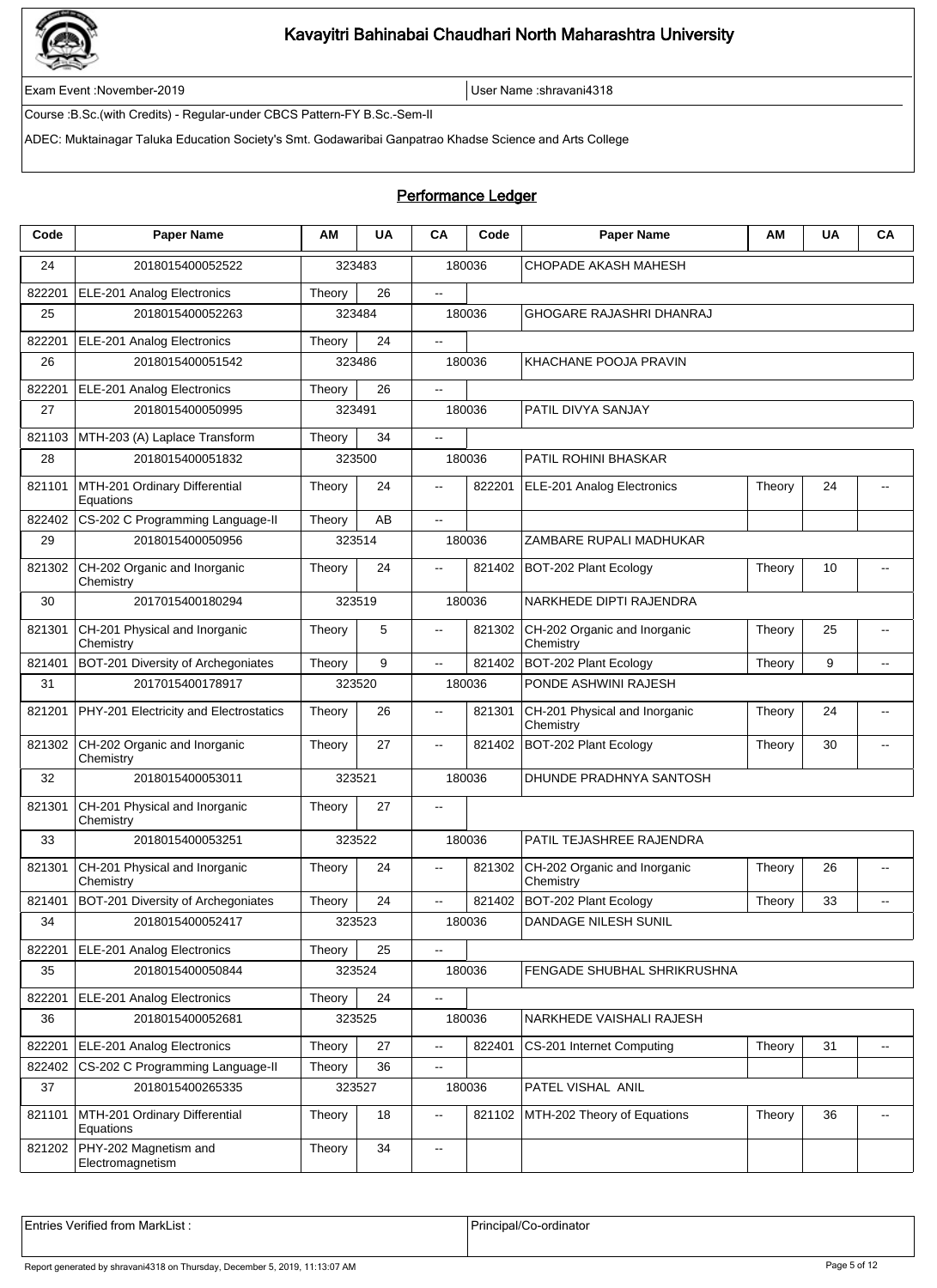# Kavayitri Bahinabai Chaudhari North Maharashtra University

Exam Event :November-2019 | User Name :shravani4318

Course :B.Sc.(with Credits) - Regular-under CBCS Pattern-FY B.Sc.-Sem-II

ADEC: Muktainagar Taluka Education Society's Smt. Godawaribai Ganpatrao Khadse Science and Arts College

## Performance Ledger

| Code | Paper Name | AM | UA | CA | Code | Paper Name | AM | UA | CA |
|---|---|---|---|---|---|---|---|---|---|
| 24 | 2018015400052522 | 323483 | | 180036 | | CHOPADE AKASH MAHESH | | | |
| 822201 | ELE-201 Analog Electronics | Theory | 26 | -- | | | | | |
| 25 | 2018015400052263 | 323484 | | 180036 | | GHOGARE RAJASHRI DHANRAJ | | | |
| 822201 | ELE-201 Analog Electronics | Theory | 24 | -- | | | | | |
| 26 | 2018015400051542 | 323486 | | 180036 | | KHACHANE POOJA PRAVIN | | | |
| 822201 | ELE-201 Analog Electronics | Theory | 26 | -- | | | | | |
| 27 | 2018015400050995 | 323491 | | 180036 | | PATIL DIVYA SANJAY | | | |
| 821103 | MTH-203 (A) Laplace Transform | Theory | 34 | -- | | | | | |
| 28 | 2018015400051832 | 323500 | | 180036 | | PATIL ROHINI BHASKAR | | | |
| 821101 | MTH-201 Ordinary Differential Equations | Theory | 24 | -- | 822201 | ELE-201 Analog Electronics | Theory | 24 | -- |
| 822402 | CS-202 C Programming Language-II | Theory | AB | -- | | | | | |
| 29 | 2018015400050956 | 323514 | | 180036 | | ZAMBARE RUPALI MADHUKAR | | | |
| 821302 | CH-202 Organic and Inorganic Chemistry | Theory | 24 | -- | 821402 | BOT-202 Plant Ecology | Theory | 10 | -- |
| 30 | 2017015400180294 | 323519 | | 180036 | | NARKHEDE DIPTI RAJENDRA | | | |
| 821301 | CH-201 Physical and Inorganic Chemistry | Theory | 5 | -- | 821302 | CH-202 Organic and Inorganic Chemistry | Theory | 25 | -- |
| 821401 | BOT-201 Diversity of Archegoniates | Theory | 9 | -- | 821402 | BOT-202 Plant Ecology | Theory | 9 | -- |
| 31 | 2017015400178917 | 323520 | | 180036 | | PONDE ASHWINI RAJESH | | | |
| 821201 | PHY-201 Electricity and Electrostatics | Theory | 26 | -- | 821301 | CH-201 Physical and Inorganic Chemistry | Theory | 24 | -- |
| 821302 | CH-202 Organic and Inorganic Chemistry | Theory | 27 | -- | 821402 | BOT-202 Plant Ecology | Theory | 30 | -- |
| 32 | 2018015400053011 | 323521 | | 180036 | | DHUNDE PRADHNYA SANTOSH | | | |
| 821301 | CH-201 Physical and Inorganic Chemistry | Theory | 27 | -- | | | | | |
| 33 | 2018015400053251 | 323522 | | 180036 | | PATIL TEJASHREE RAJENDRA | | | |
| 821301 | CH-201 Physical and Inorganic Chemistry | Theory | 24 | -- | 821302 | CH-202 Organic and Inorganic Chemistry | Theory | 26 | -- |
| 821401 | BOT-201 Diversity of Archegoniates | Theory | 24 | -- | 821402 | BOT-202 Plant Ecology | Theory | 33 | -- |
| 34 | 2018015400052417 | 323523 | | 180036 | | DANDAGE NILESH SUNIL | | | |
| 822201 | ELE-201 Analog Electronics | Theory | 25 | -- | | | | | |
| 35 | 2018015400050844 | 323524 | | 180036 | | FENGADE SHUBHAL SHRIKRUSHNA | | | |
| 822201 | ELE-201 Analog Electronics | Theory | 24 | -- | | | | | |
| 36 | 2018015400052681 | 323525 | | 180036 | | NARKHEDE VAISHALI RAJESH | | | |
| 822201 | ELE-201 Analog Electronics | Theory | 27 | -- | 822401 | CS-201 Internet Computing | Theory | 31 | -- |
| 822402 | CS-202 C Programming Language-II | Theory | 36 | -- | | | | | |
| 37 | 2018015400265335 | 323527 | | 180036 | | PATEL VISHAL ANIL | | | |
| 821101 | MTH-201 Ordinary Differential Equations | Theory | 18 | -- | 821102 | MTH-202 Theory of Equations | Theory | 36 | -- |
| 821202 | PHY-202 Magnetism and Electromagnetism | Theory | 34 | -- | | | | | |

| Entries Verified from MarkList : | Principal/Co-ordinator |
|---|---|
| | |

Report generated by shravani4318 on Thursday, December 5, 2019, 11:13:07 AM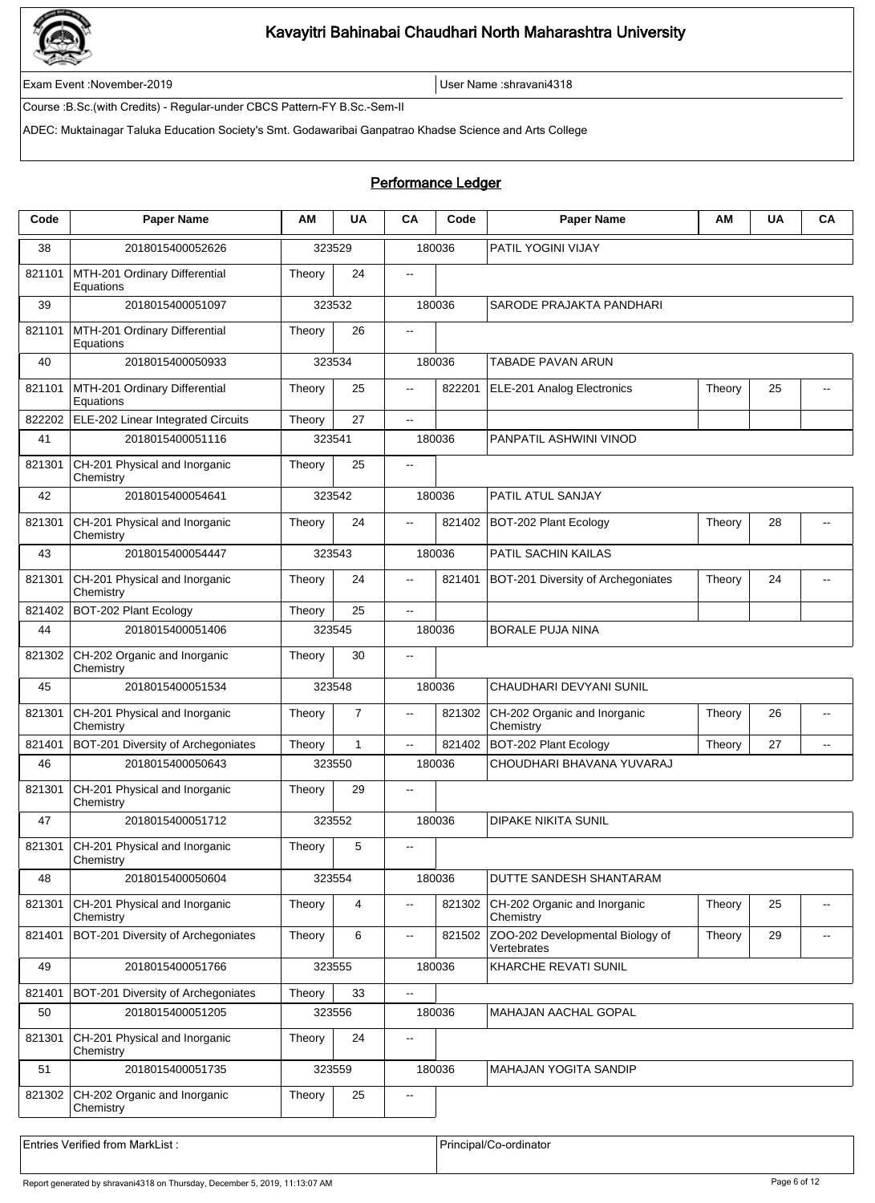# Kavayitri Bahinabai Chaudhari North Maharashtra University

Exam Event :November-2019 | User Name :shravani4318

Course :B.Sc.(with Credits) - Regular-under CBCS Pattern-FY B.Sc.-Sem-II

ADEC: Muktainagar Taluka Education Society's Smt. Godawaribai Ganpatrao Khadse Science and Arts College

## Performance Ledger

| Code | Paper Name | AM | UA | CA | Code | Paper Name | AM | UA | CA |
|---|---|---|---|---|---|---|---|---|---|
| 38 | 2018015400052626 | 323529 | | 180036 | | PATIL YOGINI VIJAY | | | |
| 821101 | MTH-201 Ordinary Differential Equations | Theory | 24 | -- | | | | | |
| 39 | 2018015400051097 | 323532 | | 180036 | | SARODE PRAJAKTA PANDHARI | | | |
| 821101 | MTH-201 Ordinary Differential Equations | Theory | 26 | -- | | | | | |
| 40 | 2018015400050933 | 323534 | | 180036 | | TABADE PAVAN ARUN | | | |
| 821101 | MTH-201 Ordinary Differential Equations | Theory | 25 | -- | 822201 | ELE-201 Analog Electronics | Theory | 25 | -- |
| 822202 | ELE-202 Linear Integrated Circuits | Theory | 27 | -- | | | | | |
| 41 | 2018015400051116 | 323541 | | 180036 | | PANPATIL ASHWINI VINOD | | | |
| 821301 | CH-201 Physical and Inorganic Chemistry | Theory | 25 | -- | | | | | |
| 42 | 2018015400054641 | 323542 | | 180036 | | PATIL ATUL SANJAY | | | |
| 821301 | CH-201 Physical and Inorganic Chemistry | Theory | 24 | -- | 821402 | BOT-202 Plant Ecology | Theory | 28 | -- |
| 43 | 2018015400054447 | 323543 | | 180036 | | PATIL SACHIN KAILAS | | | |
| 821301 | CH-201 Physical and Inorganic Chemistry | Theory | 24 | -- | 821401 | BOT-201 Diversity of Archegoniates | Theory | 24 | -- |
| 821402 | BOT-202 Plant Ecology | Theory | 25 | -- | | | | | |
| 44 | 2018015400051406 | 323545 | | 180036 | | BORALE PUJA NINA | | | |
| 821302 | CH-202 Organic and Inorganic Chemistry | Theory | 30 | -- | | | | | |
| 45 | 2018015400051534 | 323548 | | 180036 | | CHAUDHARI DEVYANI SUNIL | | | |
| 821301 | CH-201 Physical and Inorganic Chemistry | Theory | 7 | -- | 821302 | CH-202 Organic and Inorganic Chemistry | Theory | 26 | -- |
| 821401 | BOT-201 Diversity of Archegoniates | Theory | 1 | -- | 821402 | BOT-202 Plant Ecology | Theory | 27 | -- |
| 46 | 2018015400050643 | 323550 | | 180036 | | CHOUDHARI BHAVANA YUVARAJ | | | |
| 821301 | CH-201 Physical and Inorganic Chemistry | Theory | 29 | -- | | | | | |
| 47 | 2018015400051712 | 323552 | | 180036 | | DIPAKE NIKITA SUNIL | | | |
| 821301 | CH-201 Physical and Inorganic Chemistry | Theory | 5 | -- | | | | | |
| 48 | 2018015400050604 | 323554 | | 180036 | | DUTTE SANDESH SHANTARAM | | | |
| 821301 | CH-201 Physical and Inorganic Chemistry | Theory | 4 | -- | 821302 | CH-202 Organic and Inorganic Chemistry | Theory | 25 | -- |
| 821401 | BOT-201 Diversity of Archegoniates | Theory | 6 | -- | 821502 | ZOO-202 Developmental Biology of Vertebrates | Theory | 29 | -- |
| 49 | 2018015400051766 | 323555 | | 180036 | | KHARCHE REVATI SUNIL | | | |
| 821401 | BOT-201 Diversity of Archegoniates | Theory | 33 | -- | | | | | |
| 50 | 2018015400051205 | 323556 | | 180036 | | MAHAJAN AACHAL GOPAL | | | |
| 821301 | CH-201 Physical and Inorganic Chemistry | Theory | 24 | -- | | | | | |
| 51 | 2018015400051735 | 323559 | | 180036 | | MAHAJAN YOGITA SANDIP | | | |
| 821302 | CH-202 Organic and Inorganic Chemistry | Theory | 25 | -- | | | | | |

Entries Verified from MarkList : | Principal/Co-ordinator

Report generated by shravani4318 on Thursday, December 5, 2019, 11:13:07 AM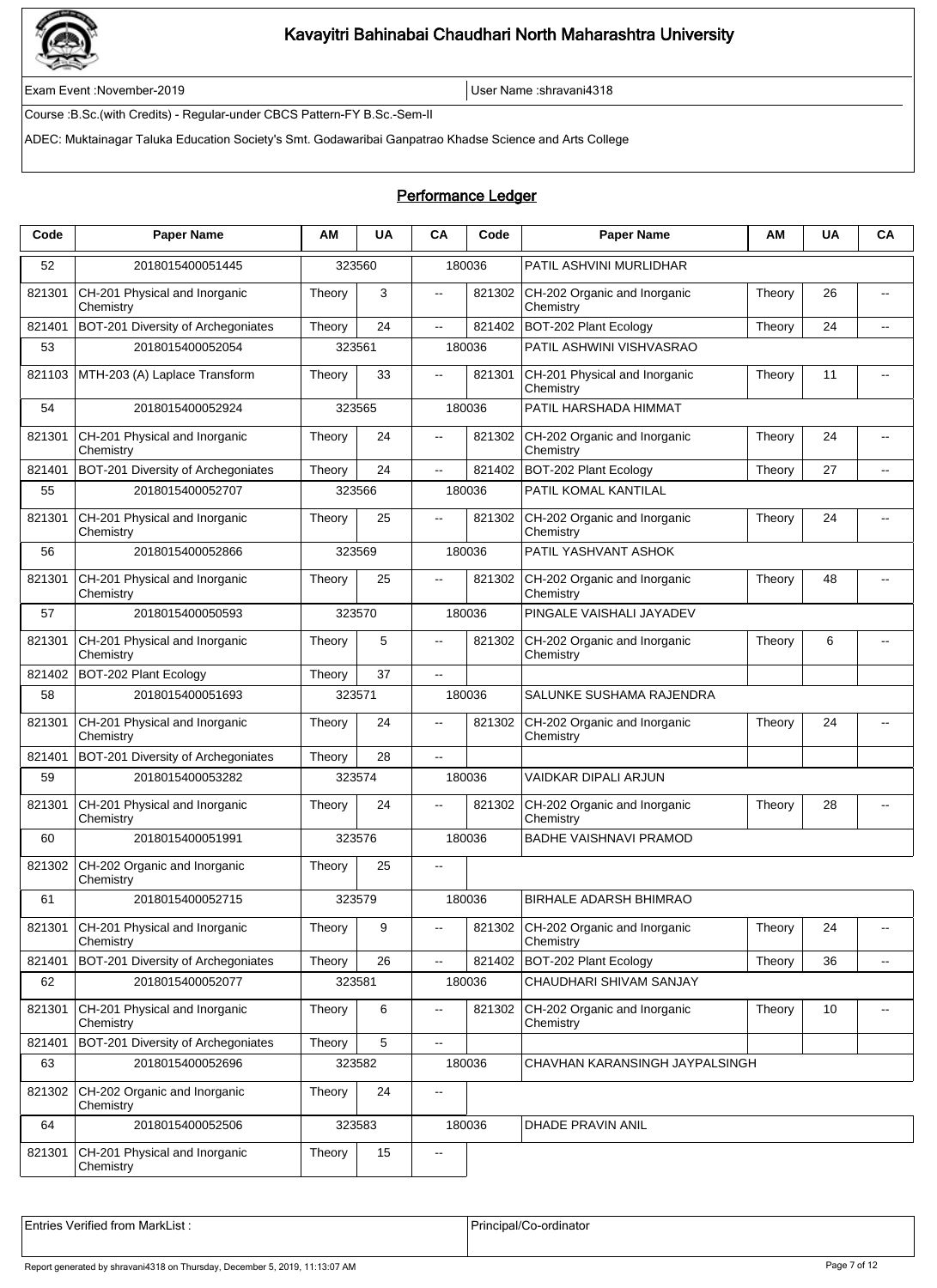# Kavayitri Bahinabai Chaudhari North Maharashtra University

Exam Event :November-2019 | User Name :shravani4318

Course :B.Sc.(with Credits) - Regular-under CBCS Pattern-FY B.Sc.-Sem-II

ADEC: Muktainagar Taluka Education Society's Smt. Godawaribai Ganpatrao Khadse Science and Arts College

## Performance Ledger

| Code | Paper Name | AM | UA | CA | Code | Paper Name | AM | UA | CA |
|---|---|---|---|---|---|---|---|---|---|
| 52 | 2018015400051445 | 323560 | | 180036 | | PATIL ASHVINI MURLIDHAR | | | |
| 821301 | CH-201 Physical and Inorganic Chemistry | Theory | 3 | -- | 821302 | CH-202 Organic and Inorganic Chemistry | Theory | 26 | -- |
| 821401 | BOT-201 Diversity of Archegoniates | Theory | 24 | -- | 821402 | BOT-202 Plant Ecology | Theory | 24 | -- |
| 53 | 2018015400052054 | 323561 | | 180036 | | PATIL ASHWINI VISHVASRAO | | | |
| 821103 | MTH-203 (A) Laplace Transform | Theory | 33 | -- | 821301 | CH-201 Physical and Inorganic Chemistry | Theory | 11 | -- |
| 54 | 2018015400052924 | 323565 | | 180036 | | PATIL HARSHADA HIMMAT | | | |
| 821301 | CH-201 Physical and Inorganic Chemistry | Theory | 24 | -- | 821302 | CH-202 Organic and Inorganic Chemistry | Theory | 24 | -- |
| 821401 | BOT-201 Diversity of Archegoniates | Theory | 24 | -- | 821402 | BOT-202 Plant Ecology | Theory | 27 | -- |
| 55 | 2018015400052707 | 323566 | | 180036 | | PATIL KOMAL KANTILAL | | | |
| 821301 | CH-201 Physical and Inorganic Chemistry | Theory | 25 | -- | 821302 | CH-202 Organic and Inorganic Chemistry | Theory | 24 | -- |
| 56 | 2018015400052866 | 323569 | | 180036 | | PATIL YASHVANT ASHOK | | | |
| 821301 | CH-201 Physical and Inorganic Chemistry | Theory | 25 | -- | 821302 | CH-202 Organic and Inorganic Chemistry | Theory | 48 | -- |
| 57 | 2018015400050593 | 323570 | | 180036 | | PINGALE VAISHALI JAYADEV | | | |
| 821301 | CH-201 Physical and Inorganic Chemistry | Theory | 5 | -- | 821302 | CH-202 Organic and Inorganic Chemistry | Theory | 6 | -- |
| 821402 | BOT-202 Plant Ecology | Theory | 37 | -- | | | | | |
| 58 | 2018015400051693 | 323571 | | 180036 | | SALUNKE SUSHAMA RAJENDRA | | | |
| 821301 | CH-201 Physical and Inorganic Chemistry | Theory | 24 | -- | 821302 | CH-202 Organic and Inorganic Chemistry | Theory | 24 | -- |
| 821401 | BOT-201 Diversity of Archegoniates | Theory | 28 | -- | | | | | |
| 59 | 2018015400053282 | 323574 | | 180036 | | VAIDKAR DIPALI ARJUN | | | |
| 821301 | CH-201 Physical and Inorganic Chemistry | Theory | 24 | -- | 821302 | CH-202 Organic and Inorganic Chemistry | Theory | 28 | -- |
| 60 | 2018015400051991 | 323576 | | 180036 | | BADHE VAISHNAVI PRAMOD | | | |
| 821302 | CH-202 Organic and Inorganic Chemistry | Theory | 25 | -- | | | | | |
| 61 | 2018015400052715 | 323579 | | 180036 | | BIRHALE ADARSH BHIMRAO | | | |
| 821301 | CH-201 Physical and Inorganic Chemistry | Theory | 9 | -- | 821302 | CH-202 Organic and Inorganic Chemistry | Theory | 24 | -- |
| 821401 | BOT-201 Diversity of Archegoniates | Theory | 26 | -- | 821402 | BOT-202 Plant Ecology | Theory | 36 | -- |
| 62 | 2018015400052077 | 323581 | | 180036 | | CHAUDHARI SHIVAM SANJAY | | | |
| 821301 | CH-201 Physical and Inorganic Chemistry | Theory | 6 | -- | 821302 | CH-202 Organic and Inorganic Chemistry | Theory | 10 | -- |
| 821401 | BOT-201 Diversity of Archegoniates | Theory | 5 | -- | | | | | |
| 63 | 2018015400052696 | 323582 | | 180036 | | CHAVHAN KARANSINGH JAYPALSINGH | | | |
| 821302 | CH-202 Organic and Inorganic Chemistry | Theory | 24 | -- | | | | | |
| 64 | 2018015400052506 | 323583 | | 180036 | | DHADE PRAVIN ANIL | | | |
| 821301 | CH-201 Physical and Inorganic Chemistry | Theory | 15 | -- | | | | | |

| Entries Verified from MarkList : | Principal/Co-ordinator |
|---|---|

Report generated by shravani4318 on Thursday, December 5, 2019, 11:13:07 AM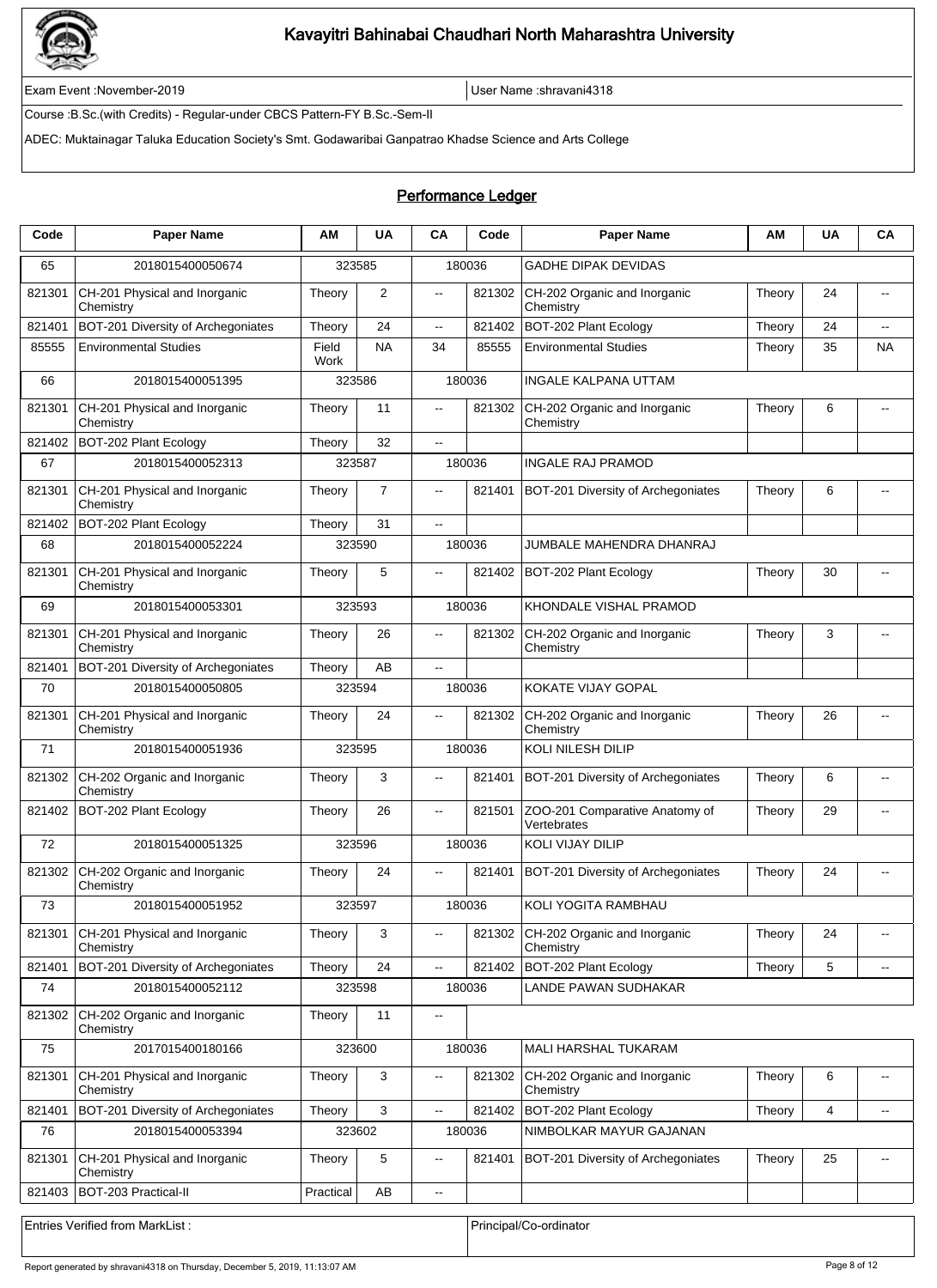# Kavayitri Bahinabai Chaudhari North Maharashtra University

Exam Event :November-2019 | User Name :shravani4318

Course :B.Sc.(with Credits) - Regular-under CBCS Pattern-FY B.Sc.-Sem-II

ADEC: Muktainagar Taluka Education Society's Smt. Godawaribai Ganpatrao Khadse Science and Arts College

## Performance Ledger

| Code | Paper Name | AM | UA | CA | Code | Paper Name | AM | UA | CA |
|---|---|---|---|---|---|---|---|---|---|
| 65 | 2018015400050674 | 323585 | | 180036 | | GADHE DIPAK DEVIDAS | | | |
| 821301 | CH-201 Physical and Inorganic Chemistry | Theory | 2 | -- | 821302 | CH-202 Organic and Inorganic Chemistry | Theory | 24 | -- |
| 821401 | BOT-201 Diversity of Archegoniates | Theory | 24 | -- | 821402 | BOT-202 Plant Ecology | Theory | 24 | -- |
| 85555 | Environmental Studies | Field Work | NA | 34 | 85555 | Environmental Studies | Theory | 35 | NA |
| 66 | 2018015400051395 | 323586 | | 180036 | | INGALE KALPANA UTTAM | | | |
| 821301 | CH-201 Physical and Inorganic Chemistry | Theory | 11 | -- | 821302 | CH-202 Organic and Inorganic Chemistry | Theory | 6 | -- |
| 821402 | BOT-202 Plant Ecology | Theory | 32 | -- | | | | | |
| 67 | 2018015400052313 | 323587 | | 180036 | | INGALE RAJ PRAMOD | | | |
| 821301 | CH-201 Physical and Inorganic Chemistry | Theory | 7 | -- | 821401 | BOT-201 Diversity of Archegoniates | Theory | 6 | -- |
| 821402 | BOT-202 Plant Ecology | Theory | 31 | -- | | | | | |
| 68 | 2018015400052224 | 323590 | | 180036 | | JUMBALE MAHENDRA DHANRAJ | | | |
| 821301 | CH-201 Physical and Inorganic Chemistry | Theory | 5 | -- | 821402 | BOT-202 Plant Ecology | Theory | 30 | -- |
| 69 | 2018015400053301 | 323593 | | 180036 | | KHONDALE VISHAL PRAMOD | | | |
| 821301 | CH-201 Physical and Inorganic Chemistry | Theory | 26 | -- | 821302 | CH-202 Organic and Inorganic Chemistry | Theory | 3 | -- |
| 821401 | BOT-201 Diversity of Archegoniates | Theory | AB | -- | | | | | |
| 70 | 2018015400050805 | 323594 | | 180036 | | KOKATE VIJAY GOPAL | | | |
| 821301 | CH-201 Physical and Inorganic Chemistry | Theory | 24 | -- | 821302 | CH-202 Organic and Inorganic Chemistry | Theory | 26 | -- |
| 71 | 2018015400051936 | 323595 | | 180036 | | KOLI NILESH DILIP | | | |
| 821302 | CH-202 Organic and Inorganic Chemistry | Theory | 3 | -- | 821401 | BOT-201 Diversity of Archegoniates | Theory | 6 | -- |
| 821402 | BOT-202 Plant Ecology | Theory | 26 | -- | 821501 | ZOO-201 Comparative Anatomy of Vertebrates | Theory | 29 | -- |
| 72 | 2018015400051325 | 323596 | | 180036 | | KOLI VIJAY DILIP | | | |
| 821302 | CH-202 Organic and Inorganic Chemistry | Theory | 24 | -- | 821401 | BOT-201 Diversity of Archegoniates | Theory | 24 | -- |
| 73 | 2018015400051952 | 323597 | | 180036 | | KOLI YOGITA RAMBHAU | | | |
| 821301 | CH-201 Physical and Inorganic Chemistry | Theory | 3 | -- | 821302 | CH-202 Organic and Inorganic Chemistry | Theory | 24 | -- |
| 821401 | BOT-201 Diversity of Archegoniates | Theory | 24 | -- | 821402 | BOT-202 Plant Ecology | Theory | 5 | -- |
| 74 | 2018015400052112 | 323598 | | 180036 | | LANDE PAWAN SUDHAKAR | | | |
| 821302 | CH-202 Organic and Inorganic Chemistry | Theory | 11 | -- | | | | | |
| 75 | 2017015400180166 | 323600 | | 180036 | | MALI HARSHAL TUKARAM | | | |
| 821301 | CH-201 Physical and Inorganic Chemistry | Theory | 3 | -- | 821302 | CH-202 Organic and Inorganic Chemistry | Theory | 6 | -- |
| 821401 | BOT-201 Diversity of Archegoniates | Theory | 3 | -- | 821402 | BOT-202 Plant Ecology | Theory | 4 | -- |
| 76 | 2018015400053394 | 323602 | | 180036 | | NIMBOLKAR MAYUR GAJANAN | | | |
| 821301 | CH-201 Physical and Inorganic Chemistry | Theory | 5 | -- | 821401 | BOT-201 Diversity of Archegoniates | Theory | 25 | -- |
| 821403 | BOT-203 Practical-II | Practical | AB | -- | | | | | |

Entries Verified from MarkList : | Principal/Co-ordinator

Report generated by shravani4318 on Thursday, December 5, 2019, 11:13:07 AM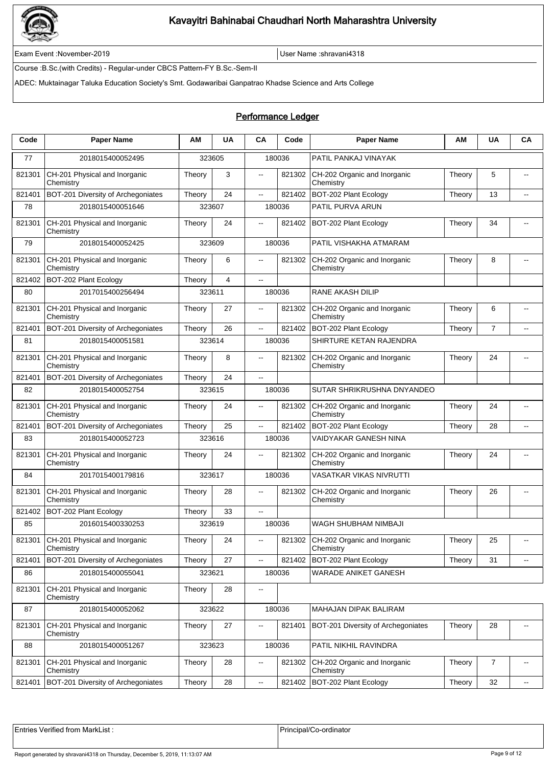# Kavayitri Bahinabai Chaudhari North Maharashtra University

Exam Event :November-2019 | User Name :shravani4318

Course :B.Sc.(with Credits) - Regular-under CBCS Pattern-FY B.Sc.-Sem-II

ADEC: Muktainagar Taluka Education Society's Smt. Godawaribai Ganpatrao Khadse Science and Arts College

## Performance Ledger

| Code | Paper Name | AM | UA | CA | Code | Paper Name | AM | UA | CA |
|---|---|---|---|---|---|---|---|---|---|
| 77 | 2018015400052495 | 323605 | | 180036 | | PATIL PANKAJ VINAYAK | | | |
| 821301 | CH-201 Physical and Inorganic Chemistry | Theory | 3 | -- | 821302 | CH-202 Organic and Inorganic Chemistry | Theory | 5 | -- |
| 821401 | BOT-201 Diversity of Archegoniates | Theory | 24 | -- | 821402 | BOT-202 Plant Ecology | Theory | 13 | -- |
| 78 | 2018015400051646 | 323607 | | 180036 | | PATIL PURVA ARUN | | | |
| 821301 | CH-201 Physical and Inorganic Chemistry | Theory | 24 | -- | 821402 | BOT-202 Plant Ecology | Theory | 34 | -- |
| 79 | 2018015400052425 | 323609 | | 180036 | | PATIL VISHAKHA ATMARAM | | | |
| 821301 | CH-201 Physical and Inorganic Chemistry | Theory | 6 | -- | 821302 | CH-202 Organic and Inorganic Chemistry | Theory | 8 | -- |
| 821402 | BOT-202 Plant Ecology | Theory | 4 | -- | | | | | |
| 80 | 2017015400256494 | 323611 | | 180036 | | RANE AKASH DILIP | | | |
| 821301 | CH-201 Physical and Inorganic Chemistry | Theory | 27 | -- | 821302 | CH-202 Organic and Inorganic Chemistry | Theory | 6 | -- |
| 821401 | BOT-201 Diversity of Archegoniates | Theory | 26 | -- | 821402 | BOT-202 Plant Ecology | Theory | 7 | -- |
| 81 | 2018015400051581 | 323614 | | 180036 | | SHIRTURE KETAN RAJENDRA | | | |
| 821301 | CH-201 Physical and Inorganic Chemistry | Theory | 8 | -- | 821302 | CH-202 Organic and Inorganic Chemistry | Theory | 24 | -- |
| 821401 | BOT-201 Diversity of Archegoniates | Theory | 24 | -- | | | | | |
| 82 | 2018015400052754 | 323615 | | 180036 | | SUTAR SHRIKRUSHNA DNYANDEO | | | |
| 821301 | CH-201 Physical and Inorganic Chemistry | Theory | 24 | -- | 821302 | CH-202 Organic and Inorganic Chemistry | Theory | 24 | -- |
| 821401 | BOT-201 Diversity of Archegoniates | Theory | 25 | -- | 821402 | BOT-202 Plant Ecology | Theory | 28 | -- |
| 83 | 2018015400052723 | 323616 | | 180036 | | VAIDYAKAR GANESH NINA | | | |
| 821301 | CH-201 Physical and Inorganic Chemistry | Theory | 24 | -- | 821302 | CH-202 Organic and Inorganic Chemistry | Theory | 24 | -- |
| 84 | 2017015400179816 | 323617 | | 180036 | | VASATKAR VIKAS NIVRUTTI | | | |
| 821301 | CH-201 Physical and Inorganic Chemistry | Theory | 28 | -- | 821302 | CH-202 Organic and Inorganic Chemistry | Theory | 26 | -- |
| 821402 | BOT-202 Plant Ecology | Theory | 33 | -- | | | | | |
| 85 | 2016015400330253 | 323619 | | 180036 | | WAGH SHUBHAM NIMBAJI | | | |
| 821301 | CH-201 Physical and Inorganic Chemistry | Theory | 24 | -- | 821302 | CH-202 Organic and Inorganic Chemistry | Theory | 25 | -- |
| 821401 | BOT-201 Diversity of Archegoniates | Theory | 27 | -- | 821402 | BOT-202 Plant Ecology | Theory | 31 | -- |
| 86 | 2018015400055041 | 323621 | | 180036 | | WARADE ANIKET GANESH | | | |
| 821301 | CH-201 Physical and Inorganic Chemistry | Theory | 28 | -- | | | | | |
| 87 | 2018015400052062 | 323622 | | 180036 | | MAHAJAN DIPAK BALIRAM | | | |
| 821301 | CH-201 Physical and Inorganic Chemistry | Theory | 27 | -- | 821401 | BOT-201 Diversity of Archegoniates | Theory | 28 | -- |
| 88 | 2018015400051267 | 323623 | | 180036 | | PATIL NIKHIL RAVINDRA | | | |
| 821301 | CH-201 Physical and Inorganic Chemistry | Theory | 28 | -- | 821302 | CH-202 Organic and Inorganic Chemistry | Theory | 7 | -- |
| 821401 | BOT-201 Diversity of Archegoniates | Theory | 28 | -- | 821402 | BOT-202 Plant Ecology | Theory | 32 | -- |

| Entries Verified from MarkList : | Principal/Co-ordinator |
|---|---|

Report generated by shravani4318 on Thursday, December 5, 2019, 11:13:07 AM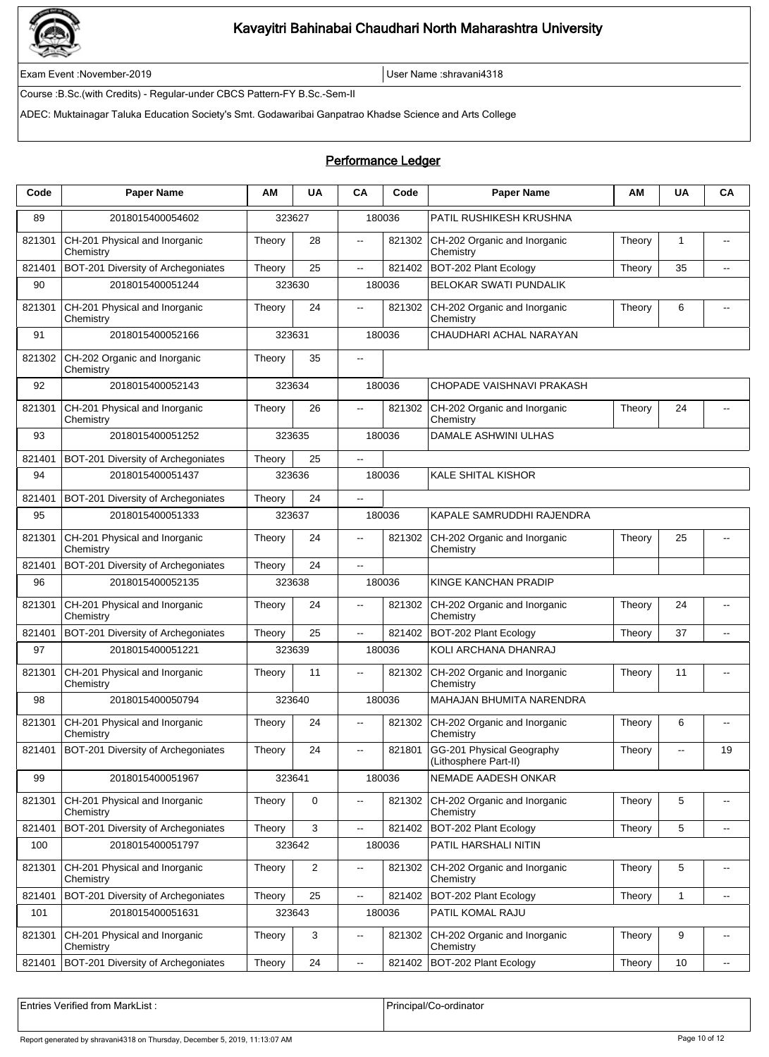# Kavayitri Bahinabai Chaudhari North Maharashtra University

Exam Event :November-2019 | User Name :shravani4318

Course :B.Sc.(with Credits) - Regular-under CBCS Pattern-FY B.Sc.-Sem-II

ADEC: Muktainagar Taluka Education Society's Smt. Godawaribai Ganpatrao Khadse Science and Arts College

## Performance Ledger

| Code | Paper Name | AM | UA | CA | Code | Paper Name | AM | UA | CA |
|---|---|---|---|---|---|---|---|---|---|
| 89 | 2018015400054602 | 323627 | | 180036 | | PATIL RUSHIKESH KRUSHNA | | | |
| 821301 | CH-201 Physical and Inorganic Chemistry | Theory | 28 | -- | 821302 | CH-202 Organic and Inorganic Chemistry | Theory | 1 | -- |
| 821401 | BOT-201 Diversity of Archegoniates | Theory | 25 | -- | 821402 | BOT-202 Plant Ecology | Theory | 35 | -- |
| 90 | 2018015400051244 | 323630 | | 180036 | | BELOKAR SWATI PUNDALIK | | | |
| 821301 | CH-201 Physical and Inorganic Chemistry | Theory | 24 | -- | 821302 | CH-202 Organic and Inorganic Chemistry | Theory | 6 | -- |
| 91 | 2018015400052166 | 323631 | | 180036 | | CHAUDHARI ACHAL NARAYAN | | | |
| 821302 | CH-202 Organic and Inorganic Chemistry | Theory | 35 | -- | | | | | |
| 92 | 2018015400052143 | 323634 | | 180036 | | CHOPADE VAISHNAVI PRAKASH | | | |
| 821301 | CH-201 Physical and Inorganic Chemistry | Theory | 26 | -- | 821302 | CH-202 Organic and Inorganic Chemistry | Theory | 24 | -- |
| 93 | 2018015400051252 | 323635 | | 180036 | | DAMALE ASHWINI ULHAS | | | |
| 821401 | BOT-201 Diversity of Archegoniates | Theory | 25 | -- | | | | | |
| 94 | 2018015400051437 | 323636 | | 180036 | | KALE SHITAL KISHOR | | | |
| 821401 | BOT-201 Diversity of Archegoniates | Theory | 24 | -- | | | | | |
| 95 | 2018015400051333 | 323637 | | 180036 | | KAPALE SAMRUDDHI RAJENDRA | | | |
| 821301 | CH-201 Physical and Inorganic Chemistry | Theory | 24 | -- | 821302 | CH-202 Organic and Inorganic Chemistry | Theory | 25 | -- |
| 821401 | BOT-201 Diversity of Archegoniates | Theory | 24 | -- | | | | | |
| 96 | 2018015400052135 | 323638 | | 180036 | | KINGE KANCHAN PRADIP | | | |
| 821301 | CH-201 Physical and Inorganic Chemistry | Theory | 24 | -- | 821302 | CH-202 Organic and Inorganic Chemistry | Theory | 24 | -- |
| 821401 | BOT-201 Diversity of Archegoniates | Theory | 25 | -- | 821402 | BOT-202 Plant Ecology | Theory | 37 | -- |
| 97 | 2018015400051221 | 323639 | | 180036 | | KOLI ARCHANA DHANRAJ | | | |
| 821301 | CH-201 Physical and Inorganic Chemistry | Theory | 11 | -- | 821302 | CH-202 Organic and Inorganic Chemistry | Theory | 11 | -- |
| 98 | 2018015400050794 | 323640 | | 180036 | | MAHAJAN BHUMITA NARENDRA | | | |
| 821301 | CH-201 Physical and Inorganic Chemistry | Theory | 24 | -- | 821302 | CH-202 Organic and Inorganic Chemistry | Theory | 6 | -- |
| 821401 | BOT-201 Diversity of Archegoniates | Theory | 24 | -- | 821801 | GG-201 Physical Geography (Lithosphere Part-II) | Theory | -- | 19 |
| 99 | 2018015400051967 | 323641 | | 180036 | | NEMADE AADESH ONKAR | | | |
| 821301 | CH-201 Physical and Inorganic Chemistry | Theory | 0 | -- | 821302 | CH-202 Organic and Inorganic Chemistry | Theory | 5 | -- |
| 821401 | BOT-201 Diversity of Archegoniates | Theory | 3 | -- | 821402 | BOT-202 Plant Ecology | Theory | 5 | -- |
| 100 | 2018015400051797 | 323642 | | 180036 | | PATIL HARSHALI NITIN | | | |
| 821301 | CH-201 Physical and Inorganic Chemistry | Theory | 2 | -- | 821302 | CH-202 Organic and Inorganic Chemistry | Theory | 5 | -- |
| 821401 | BOT-201 Diversity of Archegoniates | Theory | 25 | -- | 821402 | BOT-202 Plant Ecology | Theory | 1 | -- |
| 101 | 2018015400051631 | 323643 | | 180036 | | PATIL KOMAL RAJU | | | |
| 821301 | CH-201 Physical and Inorganic Chemistry | Theory | 3 | -- | 821302 | CH-202 Organic and Inorganic Chemistry | Theory | 9 | -- |
| 821401 | BOT-201 Diversity of Archegoniates | Theory | 24 | -- | 821402 | BOT-202 Plant Ecology | Theory | 10 | -- |

| Entries Verified from MarkList : | Principal/Co-ordinator |
|---|---|

Report generated by shravani4318 on Thursday, December 5, 2019, 11:13:07 AM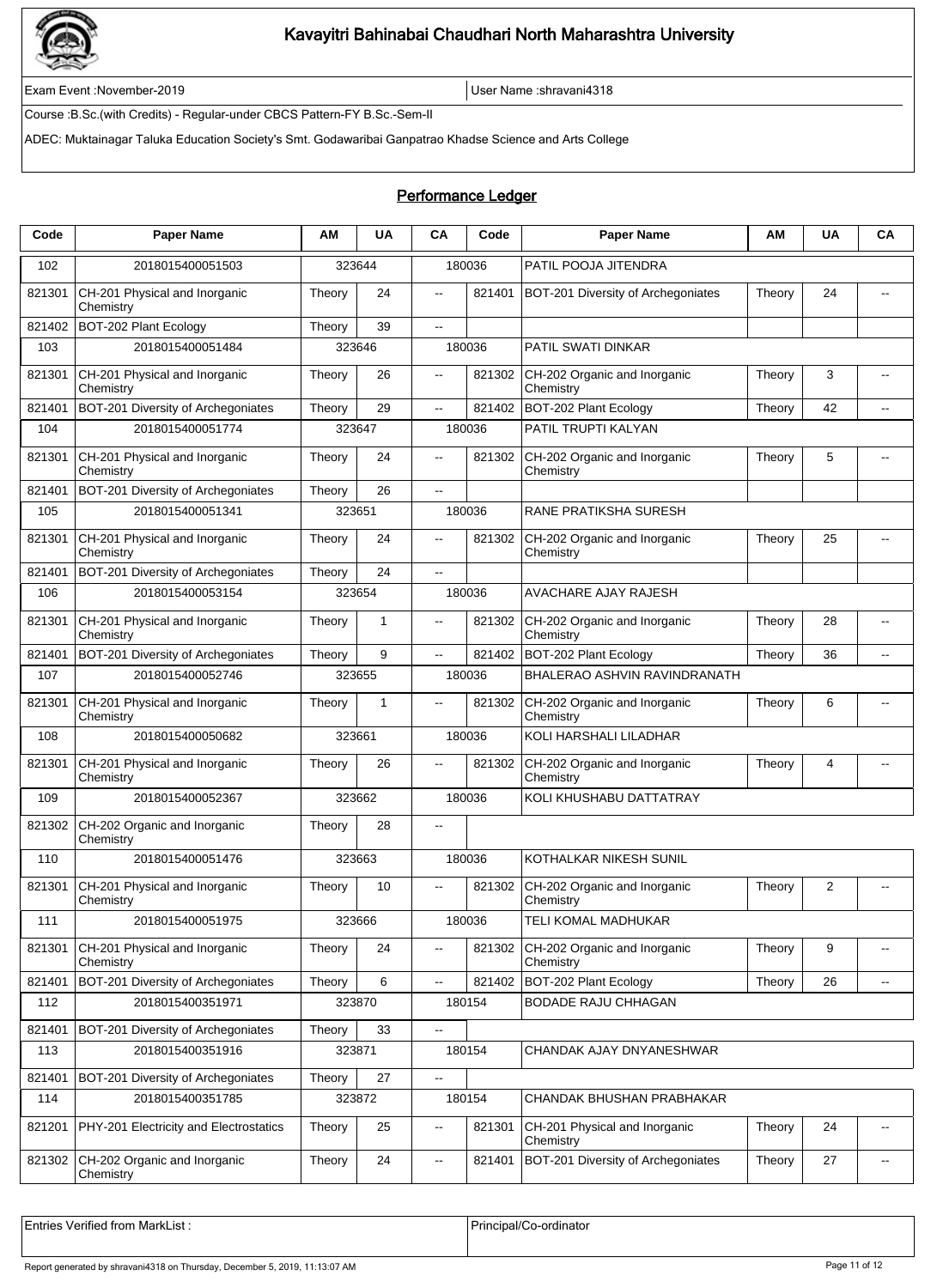# Kavayitri Bahinabai Chaudhari North Maharashtra University

Exam Event :November-2019 | User Name :shravani4318

Course :B.Sc.(with Credits) - Regular-under CBCS Pattern-FY B.Sc.-Sem-II

ADEC: Muktainagar Taluka Education Society's Smt. Godawaribai Ganpatrao Khadse Science and Arts College

## Performance Ledger

| Code | Paper Name | AM | UA | CA | Code | Paper Name | AM | UA | CA |
|---|---|---|---|---|---|---|---|---|---|
| 102 | 2018015400051503 | 323644 | | 180036 | | PATIL POOJA JITENDRA | | | |
| 821301 | CH-201 Physical and Inorganic Chemistry | Theory | 24 | -- | 821401 | BOT-201 Diversity of Archegoniates | Theory | 24 | -- |
| 821402 | BOT-202 Plant Ecology | Theory | 39 | -- | | | | | |
| 103 | 2018015400051484 | 323646 | | 180036 | | PATIL SWATI DINKAR | | | |
| 821301 | CH-201 Physical and Inorganic Chemistry | Theory | 26 | -- | 821302 | CH-202 Organic and Inorganic Chemistry | Theory | 3 | -- |
| 821401 | BOT-201 Diversity of Archegoniates | Theory | 29 | -- | 821402 | BOT-202 Plant Ecology | Theory | 42 | -- |
| 104 | 2018015400051774 | 323647 | | 180036 | | PATIL TRUPTI KALYAN | | | |
| 821301 | CH-201 Physical and Inorganic Chemistry | Theory | 24 | -- | 821302 | CH-202 Organic and Inorganic Chemistry | Theory | 5 | -- |
| 821401 | BOT-201 Diversity of Archegoniates | Theory | 26 | -- | | | | | |
| 105 | 2018015400051341 | 323651 | | 180036 | | RANE PRATIKSHA SURESH | | | |
| 821301 | CH-201 Physical and Inorganic Chemistry | Theory | 24 | -- | 821302 | CH-202 Organic and Inorganic Chemistry | Theory | 25 | -- |
| 821401 | BOT-201 Diversity of Archegoniates | Theory | 24 | -- | | | | | |
| 106 | 2018015400053154 | 323654 | | 180036 | | AVACHARE AJAY RAJESH | | | |
| 821301 | CH-201 Physical and Inorganic Chemistry | Theory | 1 | -- | 821302 | CH-202 Organic and Inorganic Chemistry | Theory | 28 | -- |
| 821401 | BOT-201 Diversity of Archegoniates | Theory | 9 | -- | 821402 | BOT-202 Plant Ecology | Theory | 36 | -- |
| 107 | 2018015400052746 | 323655 | | 180036 | | BHALERAO ASHVIN RAVINDRANATH | | | |
| 821301 | CH-201 Physical and Inorganic Chemistry | Theory | 1 | -- | 821302 | CH-202 Organic and Inorganic Chemistry | Theory | 6 | -- |
| 108 | 2018015400050682 | 323661 | | 180036 | | KOLI HARSHALI LILADHAR | | | |
| 821301 | CH-201 Physical and Inorganic Chemistry | Theory | 26 | -- | 821302 | CH-202 Organic and Inorganic Chemistry | Theory | 4 | -- |
| 109 | 2018015400052367 | 323662 | | 180036 | | KOLI KHUSHABU DATTATRAY | | | |
| 821302 | CH-202 Organic and Inorganic Chemistry | Theory | 28 | -- | | | | | |
| 110 | 2018015400051476 | 323663 | | 180036 | | KOTHALKAR NIKESH SUNIL | | | |
| 821301 | CH-201 Physical and Inorganic Chemistry | Theory | 10 | -- | 821302 | CH-202 Organic and Inorganic Chemistry | Theory | 2 | -- |
| 111 | 2018015400051975 | 323666 | | 180036 | | TELI KOMAL MADHUKAR | | | |
| 821301 | CH-201 Physical and Inorganic Chemistry | Theory | 24 | -- | 821302 | CH-202 Organic and Inorganic Chemistry | Theory | 9 | -- |
| 821401 | BOT-201 Diversity of Archegoniates | Theory | 6 | -- | 821402 | BOT-202 Plant Ecology | Theory | 26 | -- |
| 112 | 2018015400351971 | 323870 | | 180154 | | BODADE RAJU CHHAGAN | | | |
| 821401 | BOT-201 Diversity of Archegoniates | Theory | 33 | -- | | | | | |
| 113 | 2018015400351916 | 323871 | | 180154 | | CHANDAK AJAY DNYANESHWAR | | | |
| 821401 | BOT-201 Diversity of Archegoniates | Theory | 27 | -- | | | | | |
| 114 | 2018015400351785 | 323872 | | 180154 | | CHANDAK BHUSHAN PRABHAKAR | | | |
| 821201 | PHY-201 Electricity and Electrostatics | Theory | 25 | -- | 821301 | CH-201 Physical and Inorganic Chemistry | Theory | 24 | -- |
| 821302 | CH-202 Organic and Inorganic Chemistry | Theory | 24 | -- | 821401 | BOT-201 Diversity of Archegoniates | Theory | 27 | -- |

Entries Verified from MarkList : | Principal/Co-ordinator

Report generated by shravani4318 on Thursday, December 5, 2019, 11:13:07 AM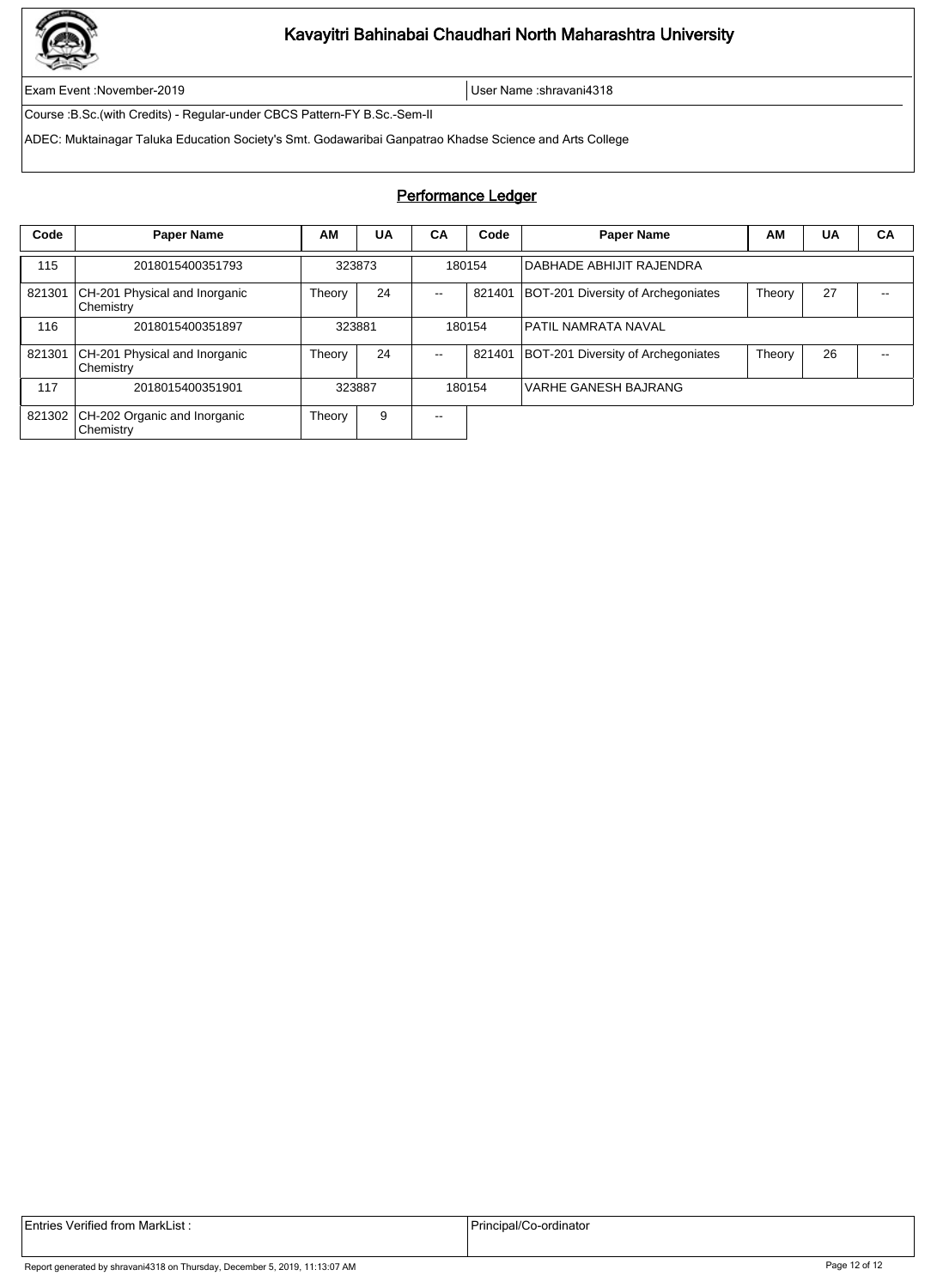## Kavayitri Bahinabai Chaudhari North Maharashtra University

Exam Event :November-2019 | User Name :shravani4318

Course :B.Sc.(with Credits) - Regular-under CBCS Pattern-FY B.Sc.-Sem-II

ADEC: Muktainagar Taluka Education Society's Smt. Godawaribai Ganpatrao Khadse Science and Arts College

### Performance Ledger

| Code | Paper Name | AM | UA | CA | Code | Paper Name | AM | UA | CA |
|---|---|---|---|---|---|---|---|---|---|
| 115 | 2018015400351793 | 323873 | | 180154 | | DABHADE ABHIJIT RAJENDRA | | | |
| 821301 | CH-201 Physical and Inorganic Chemistry | Theory | 24 | -- | 821401 | BOT-201 Diversity of Archegoniates | Theory | 27 | -- |
| 116 | 2018015400351897 | 323881 | | 180154 | | PATIL NAMRATA NAVAL | | | |
| 821301 | CH-201 Physical and Inorganic Chemistry | Theory | 24 | -- | 821401 | BOT-201 Diversity of Archegoniates | Theory | 26 | -- |
| 117 | 2018015400351901 | 323887 | | 180154 | | VARHE GANESH BAJRANG | | | |
| 821302 | CH-202 Organic and Inorganic Chemistry | Theory | 9 | -- | | | | | |

Entries Verified from MarkList : | Principal/Co-ordinator

Report generated by shravani4318 on Thursday, December 5, 2019, 11:13:07 AM